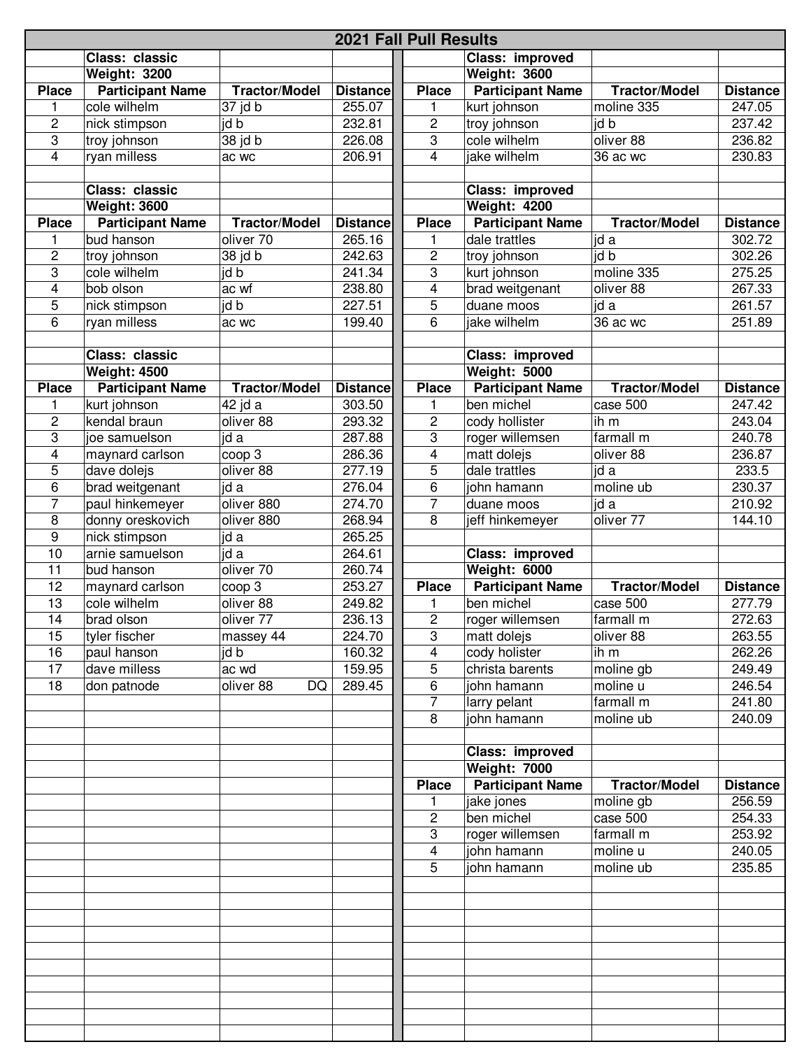# 2021 Fall Pull Results

**Class: classic**
**Weight: 3200**

| Place | Participant Name | Tractor/Model | Distance |
|---|---|---|---|
| 1 | cole wilhelm | 37 jd b | 255.07 |
| 2 | nick stimpson | jd b | 232.81 |
| 3 | troy johnson | 38 jd b | 226.08 |
| 4 | ryan milless | ac wc | 206.91 |

**Class: classic**
**Weight: 3600**

| Place | Participant Name | Tractor/Model | Distance |
|---|---|---|---|
| 1 | bud hanson | oliver 70 | 265.16 |
| 2 | troy johnson | 38 jd b | 242.63 |
| 3 | cole wilhelm | jd b | 241.34 |
| 4 | bob olson | ac wf | 238.80 |
| 5 | nick stimpson | jd b | 227.51 |
| 6 | ryan milless | ac wc | 199.40 |

**Class: classic**
**Weight: 4500**

| Place | Participant Name | Tractor/Model | Distance |
|---|---|---|---|
| 1 | kurt johnson | 42 jd a | 303.50 |
| 2 | kendal braun | oliver 88 | 293.32 |
| 3 | joe samuelson | jd a | 287.88 |
| 4 | maynard carlson | coop 3 | 286.36 |
| 5 | dave dolejs | oliver 88 | 277.19 |
| 6 | brad weitgenant | jd a | 276.04 |
| 7 | paul hinkemeyer | oliver 880 | 274.70 |
| 8 | donny oreskovich | oliver 880 | 268.94 |
| 9 | nick stimpson | jd a | 265.25 |
| 10 | arnie samuelson | jd a | 264.61 |
| 11 | bud hanson | oliver 70 | 260.74 |
| 12 | maynard carlson | coop 3 | 253.27 |
| 13 | cole wilhelm | oliver 88 | 249.82 |
| 14 | brad olson | oliver 77 | 236.13 |
| 15 | tyler fischer | massey 44 | 224.70 |
| 16 | paul hanson | jd b | 160.32 |
| 17 | dave milless | ac wd | 159.95 |
| 18 | don patnode | oliver 88 DQ | 289.45 |

**Class: improved**
**Weight: 3600**

| Place | Participant Name | Tractor/Model | Distance |
|---|---|---|---|
| 1 | kurt johnson | moline 335 | 247.05 |
| 2 | troy johnson | jd b | 237.42 |
| 3 | cole wilhelm | oliver 88 | 236.82 |
| 4 | jake wilhelm | 36 ac wc | 230.83 |

**Class: improved**
**Weight: 4200**

| Place | Participant Name | Tractor/Model | Distance |
|---|---|---|---|
| 1 | dale trattles | jd a | 302.72 |
| 2 | troy johnson | jd b | 302.26 |
| 3 | kurt johnson | moline 335 | 275.25 |
| 4 | brad weitgenant | oliver 88 | 267.33 |
| 5 | duane moos | jd a | 261.57 |
| 6 | jake wilhelm | 36 ac wc | 251.89 |

**Class: improved**
**Weight: 5000**

| Place | Participant Name | Tractor/Model | Distance |
|---|---|---|---|
| 1 | ben michel | case 500 | 247.42 |
| 2 | cody hollister | ih m | 243.04 |
| 3 | roger willemsen | farmall m | 240.78 |
| 4 | matt dolejs | oliver 88 | 236.87 |
| 5 | dale trattles | jd a | 233.5 |
| 6 | john hamann | moline ub | 230.37 |
| 7 | duane moos | jd a | 210.92 |
| 8 | jeff hinkemeyer | oliver 77 | 144.10 |

**Class: improved**
**Weight: 6000**

| Place | Participant Name | Tractor/Model | Distance |
|---|---|---|---|
| 1 | ben michel | case 500 | 277.79 |
| 2 | roger willemsen | farmall m | 272.63 |
| 3 | matt dolejs | oliver 88 | 263.55 |
| 4 | cody holister | ih m | 262.26 |
| 5 | christa barents | moline gb | 249.49 |
| 6 | john hamann | moline u | 246.54 |
| 7 | larry pelant | farmall m | 241.80 |
| 8 | john hamann | moline ub | 240.09 |

**Class: improved**
**Weight: 7000**

| Place | Participant Name | Tractor/Model | Distance |
|---|---|---|---|
| 1 | jake jones | moline gb | 256.59 |
| 2 | ben michel | case 500 | 254.33 |
| 3 | roger willemsen | farmall m | 253.92 |
| 4 | john hamann | moline u | 240.05 |
| 5 | john hamann | moline ub | 235.85 |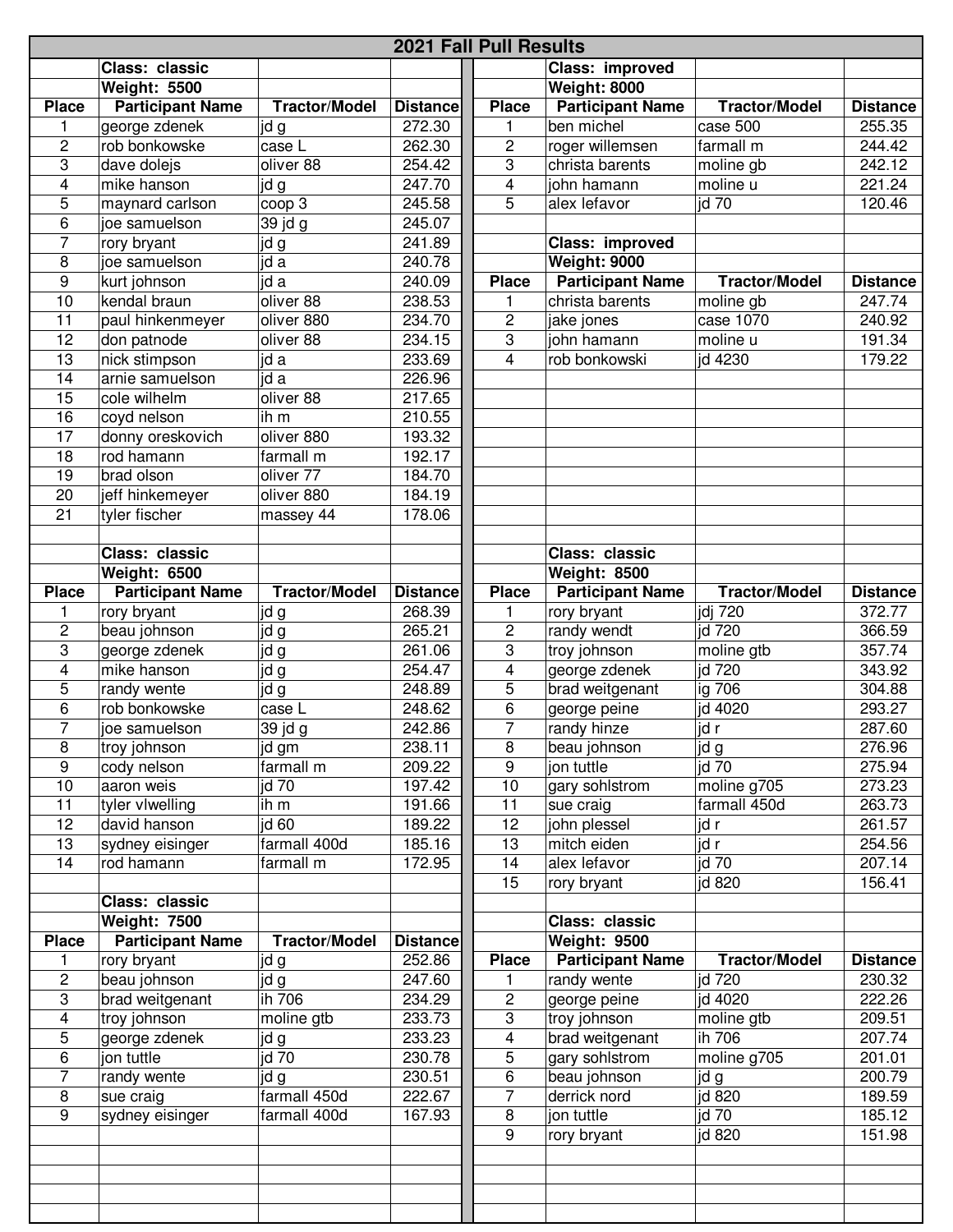# 2021 Fall Pull Results

**Class: classic**
**Weight: 5500**

| Place | Participant Name | Tractor/Model | Distance |
|---|---|---|---|
| 1 | george zdenek | jd g | 272.30 |
| 2 | rob bonkowske | case L | 262.30 |
| 3 | dave dolejs | oliver 88 | 254.42 |
| 4 | mike hanson | jd g | 247.70 |
| 5 | maynard carlson | coop 3 | 245.58 |
| 6 | joe samuelson | 39 jd g | 245.07 |
| 7 | rory bryant | jd g | 241.89 |
| 8 | joe samuelson | jd a | 240.78 |
| 9 | kurt johnson | jd a | 240.09 |
| 10 | kendal braun | oliver 88 | 238.53 |
| 11 | paul hinkenmeyer | oliver 880 | 234.70 |
| 12 | don patnode | oliver 88 | 234.15 |
| 13 | nick stimpson | jd a | 233.69 |
| 14 | arnie samuelson | jd a | 226.96 |
| 15 | cole wilhelm | oliver 88 | 217.65 |
| 16 | coyd nelson | ih m | 210.55 |
| 17 | donny oreskovich | oliver 880 | 193.32 |
| 18 | rod hamann | farmall m | 192.17 |
| 19 | brad olson | oliver 77 | 184.70 |
| 20 | jeff hinkemeyer | oliver 880 | 184.19 |
| 21 | tyler fischer | massey 44 | 178.06 |

**Class: classic**
**Weight: 6500**

| Place | Participant Name | Tractor/Model | Distance |
|---|---|---|---|
| 1 | rory bryant | jd g | 268.39 |
| 2 | beau johnson | jd g | 265.21 |
| 3 | george zdenek | jd g | 261.06 |
| 4 | mike hanson | jd g | 254.47 |
| 5 | randy wente | jd g | 248.89 |
| 6 | rob bonkowske | case L | 248.62 |
| 7 | joe samuelson | 39 jd g | 242.86 |
| 8 | troy johnson | jd gm | 238.11 |
| 9 | cody nelson | farmall m | 209.22 |
| 10 | aaron weis | jd 70 | 197.42 |
| 11 | tyler vlwelling | ih m | 191.66 |
| 12 | david hanson | jd 60 | 189.22 |
| 13 | sydney eisinger | farmall 400d | 185.16 |
| 14 | rod hamann | farmall m | 172.95 |

**Class: classic**
**Weight: 7500**

| Place | Participant Name | Tractor/Model | Distance |
|---|---|---|---|
| 1 | rory bryant | jd g | 252.86 |
| 2 | beau johnson | jd g | 247.60 |
| 3 | brad weitgenant | ih 706 | 234.29 |
| 4 | troy johnson | moline gtb | 233.73 |
| 5 | george zdenek | jd g | 233.23 |
| 6 | jon tuttle | jd 70 | 230.78 |
| 7 | randy wente | jd g | 230.51 |
| 8 | sue craig | farmall 450d | 222.67 |
| 9 | sydney eisinger | farmall 400d | 167.93 |

**Class: improved**
**Weight: 8000**

| Place | Participant Name | Tractor/Model | Distance |
|---|---|---|---|
| 1 | ben michel | case 500 | 255.35 |
| 2 | roger willemsen | farmall m | 244.42 |
| 3 | christa barents | moline gb | 242.12 |
| 4 | john hamann | moline u | 221.24 |
| 5 | alex lefavor | jd 70 | 120.46 |

**Class: improved**
**Weight: 9000**

| Place | Participant Name | Tractor/Model | Distance |
|---|---|---|---|
| 1 | christa barents | moline gb | 247.74 |
| 2 | jake jones | case 1070 | 240.92 |
| 3 | john hamann | moline u | 191.34 |
| 4 | rob bonkowski | jd 4230 | 179.22 |

**Class: classic**
**Weight: 8500**

| Place | Participant Name | Tractor/Model | Distance |
|---|---|---|---|
| 1 | rory bryant | jdj 720 | 372.77 |
| 2 | randy wendt | jd 720 | 366.59 |
| 3 | troy johnson | moline gtb | 357.74 |
| 4 | george zdenek | jd 720 | 343.92 |
| 5 | brad weitgenant | ig 706 | 304.88 |
| 6 | george peine | jd 4020 | 293.27 |
| 7 | randy hinze | jd r | 287.60 |
| 8 | beau johnson | jd g | 276.96 |
| 9 | jon tuttle | jd 70 | 275.94 |
| 10 | gary sohlstrom | moline g705 | 273.23 |
| 11 | sue craig | farmall 450d | 263.73 |
| 12 | john plessel | jd r | 261.57 |
| 13 | mitch eiden | jd r | 254.56 |
| 14 | alex lefavor | jd 70 | 207.14 |
| 15 | rory bryant | jd 820 | 156.41 |

**Class: classic**
**Weight: 9500**

| Place | Participant Name | Tractor/Model | Distance |
|---|---|---|---|
| 1 | randy wente | jd 720 | 230.32 |
| 2 | george peine | jd 4020 | 222.26 |
| 3 | troy johnson | moline gtb | 209.51 |
| 4 | brad weitgenant | ih 706 | 207.74 |
| 5 | gary sohlstrom | moline g705 | 201.01 |
| 6 | beau johnson | jd g | 200.79 |
| 7 | derrick nord | jd 820 | 189.59 |
| 8 | jon tuttle | jd 70 | 185.12 |
| 9 | rory bryant | jd 820 | 151.98 |